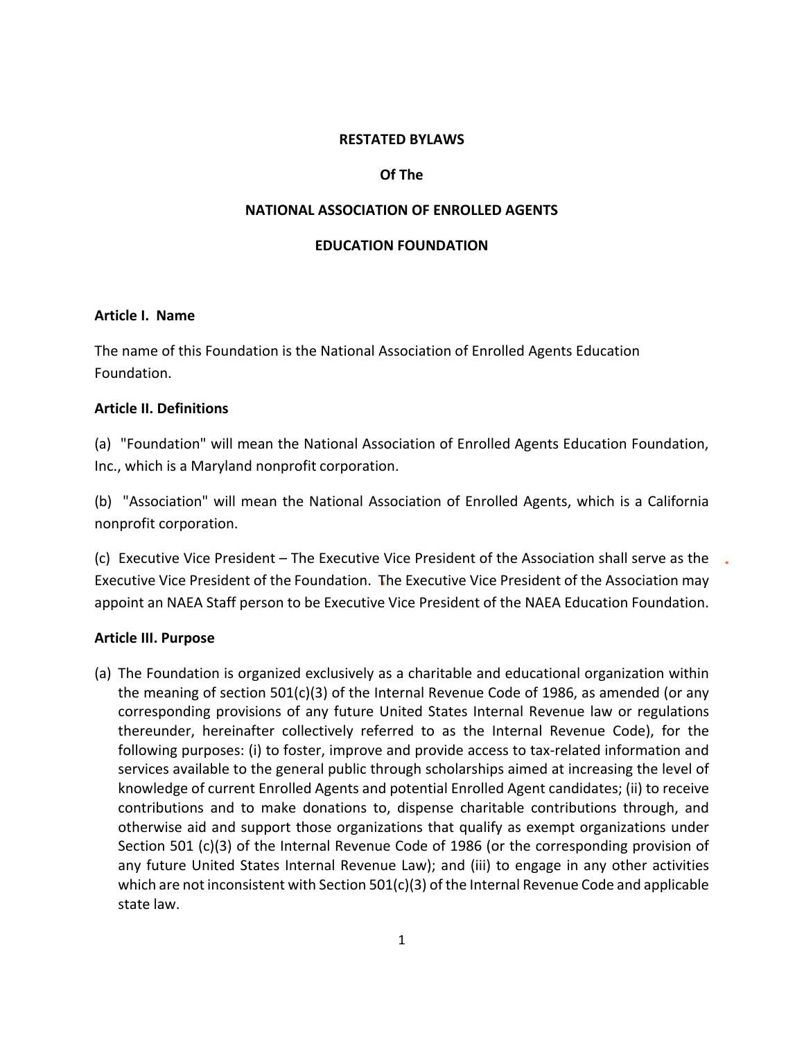**RESTATED BYLAWS**

**Of The**

**NATIONAL ASSOCIATION OF ENROLLED AGENTS**

**EDUCATION FOUNDATION**

**Article I. Name**

The name of this Foundation is the National Association of Enrolled Agents Education Foundation.

**Article II. Definitions**

(a) "Foundation" will mean the National Association of Enrolled Agents Education Foundation, Inc., which is a Maryland nonprofit corporation.

(b) "Association" will mean the National Association of Enrolled Agents, which is a California nonprofit corporation.

(c) Executive Vice President – The Executive Vice President of the Association shall serve as the Executive Vice President of the Foundation. The Executive Vice President of the Association may appoint an NAEA Staff person to be Executive Vice President of the NAEA Education Foundation.

**Article III. Purpose**

(a) The Foundation is organized exclusively as a charitable and educational organization within the meaning of section 501(c)(3) of the Internal Revenue Code of 1986, as amended (or any corresponding provisions of any future United States Internal Revenue law or regulations thereunder, hereinafter collectively referred to as the Internal Revenue Code), for the following purposes: (i) to foster, improve and provide access to tax-related information and services available to the general public through scholarships aimed at increasing the level of knowledge of current Enrolled Agents and potential Enrolled Agent candidates; (ii) to receive contributions and to make donations to, dispense charitable contributions through, and otherwise aid and support those organizations that qualify as exempt organizations under Section 501 (c)(3) of the Internal Revenue Code of 1986 (or the corresponding provision of any future United States Internal Revenue Law); and (iii) to engage in any other activities which are not inconsistent with Section 501(c)(3) of the Internal Revenue Code and applicable state law.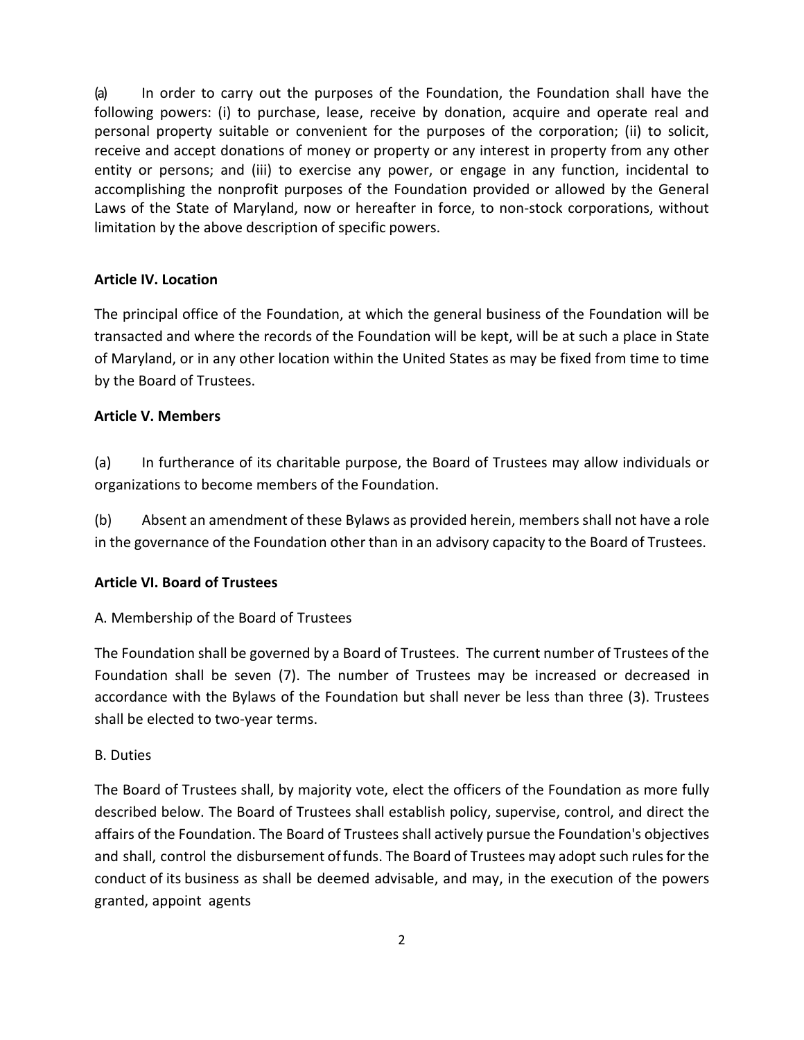(a) In order to carry out the purposes of the Foundation, the Foundation shall have the following powers: (i) to purchase, lease, receive by donation, acquire and operate real and personal property suitable or convenient for the purposes of the corporation; (ii) to solicit, receive and accept donations of money or property or any interest in property from any other entity or persons; and (iii) to exercise any power, or engage in any function, incidental to accomplishing the nonprofit purposes of the Foundation provided or allowed by the General Laws of the State of Maryland, now or hereafter in force, to non-stock corporations, without limitation by the above description of specific powers.

**Article IV. Location**

The principal office of the Foundation, at which the general business of the Foundation will be transacted and where the records of the Foundation will be kept, will be at such a place in State of Maryland, or in any other location within the United States as may be fixed from time to time by the Board of Trustees.

**Article V. Members**

(a) In furtherance of its charitable purpose, the Board of Trustees may allow individuals or organizations to become members of the Foundation.

(b) Absent an amendment of these Bylaws as provided herein, members shall not have a role in the governance of the Foundation other than in an advisory capacity to the Board of Trustees.

**Article VI. Board of Trustees**

A. Membership of the Board of Trustees

The Foundation shall be governed by a Board of Trustees. The current number of Trustees of the Foundation shall be seven (7). The number of Trustees may be increased or decreased in accordance with the Bylaws of the Foundation but shall never be less than three (3). Trustees shall be elected to two-year terms.

B. Duties

The Board of Trustees shall, by majority vote, elect the officers of the Foundation as more fully described below. The Board of Trustees shall establish policy, supervise, control, and direct the affairs of the Foundation. The Board of Trustees shall actively pursue the Foundation's objectives and shall, control the disbursement of funds. The Board of Trustees may adopt such rules for the conduct of its business as shall be deemed advisable, and may, in the execution of the powers granted, appoint agents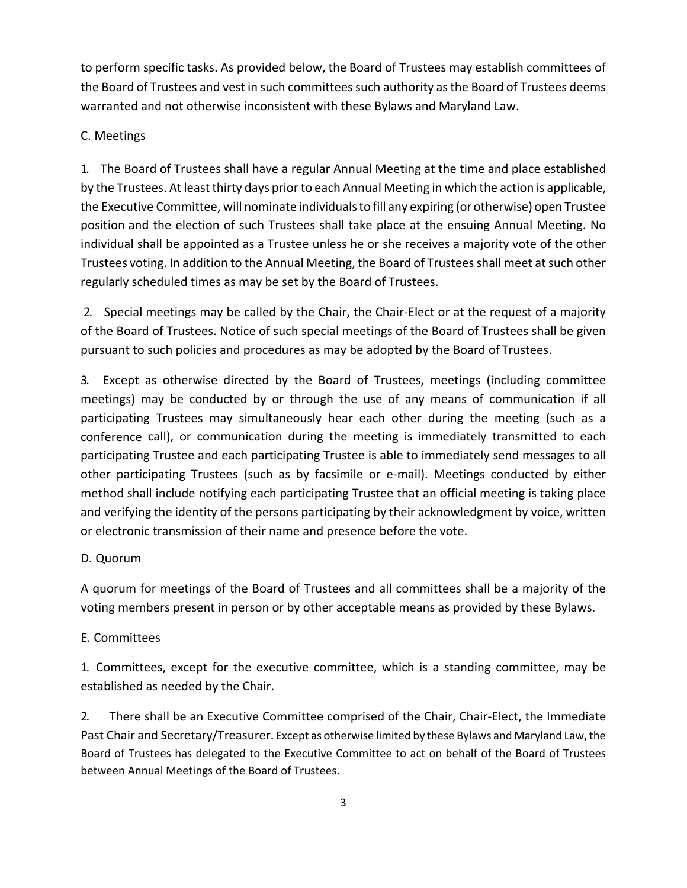to perform specific tasks. As provided below, the Board of Trustees may establish committees of the Board of Trustees and vest in such committees such authority as the Board of Trustees deems warranted and not otherwise inconsistent with these Bylaws and Maryland Law.

C. Meetings

1. The Board of Trustees shall have a regular Annual Meeting at the time and place established by the Trustees. At least thirty days prior to each Annual Meeting in which the action is applicable, the Executive Committee, will nominate individuals to fill any expiring (or otherwise) open Trustee position and the election of such Trustees shall take place at the ensuing Annual Meeting. No individual shall be appointed as a Trustee unless he or she receives a majority vote of the other Trustees voting. In addition to the Annual Meeting, the Board of Trustees shall meet at such other regularly scheduled times as may be set by the Board of Trustees.

2. Special meetings may be called by the Chair, the Chair-Elect or at the request of a majority of the Board of Trustees. Notice of such special meetings of the Board of Trustees shall be given pursuant to such policies and procedures as may be adopted by the Board of Trustees.

3. Except as otherwise directed by the Board of Trustees, meetings (including committee meetings) may be conducted by or through the use of any means of communication if all participating Trustees may simultaneously hear each other during the meeting (such as a conference call), or communication during the meeting is immediately transmitted to each participating Trustee and each participating Trustee is able to immediately send messages to all other participating Trustees (such as by facsimile or e-mail). Meetings conducted by either method shall include notifying each participating Trustee that an official meeting is taking place and verifying the identity of the persons participating by their acknowledgment by voice, written or electronic transmission of their name and presence before the vote.

D. Quorum

A quorum for meetings of the Board of Trustees and all committees shall be a majority of the voting members present in person or by other acceptable means as provided by these Bylaws.

E. Committees

1. Committees, except for the executive committee, which is a standing committee, may be established as needed by the Chair.

2. There shall be an Executive Committee comprised of the Chair, Chair-Elect, the Immediate Past Chair and Secretary/Treasurer. Except as otherwise limited by these Bylaws and Maryland Law, the Board of Trustees has delegated to the Executive Committee to act on behalf of the Board of Trustees between Annual Meetings of the Board of Trustees.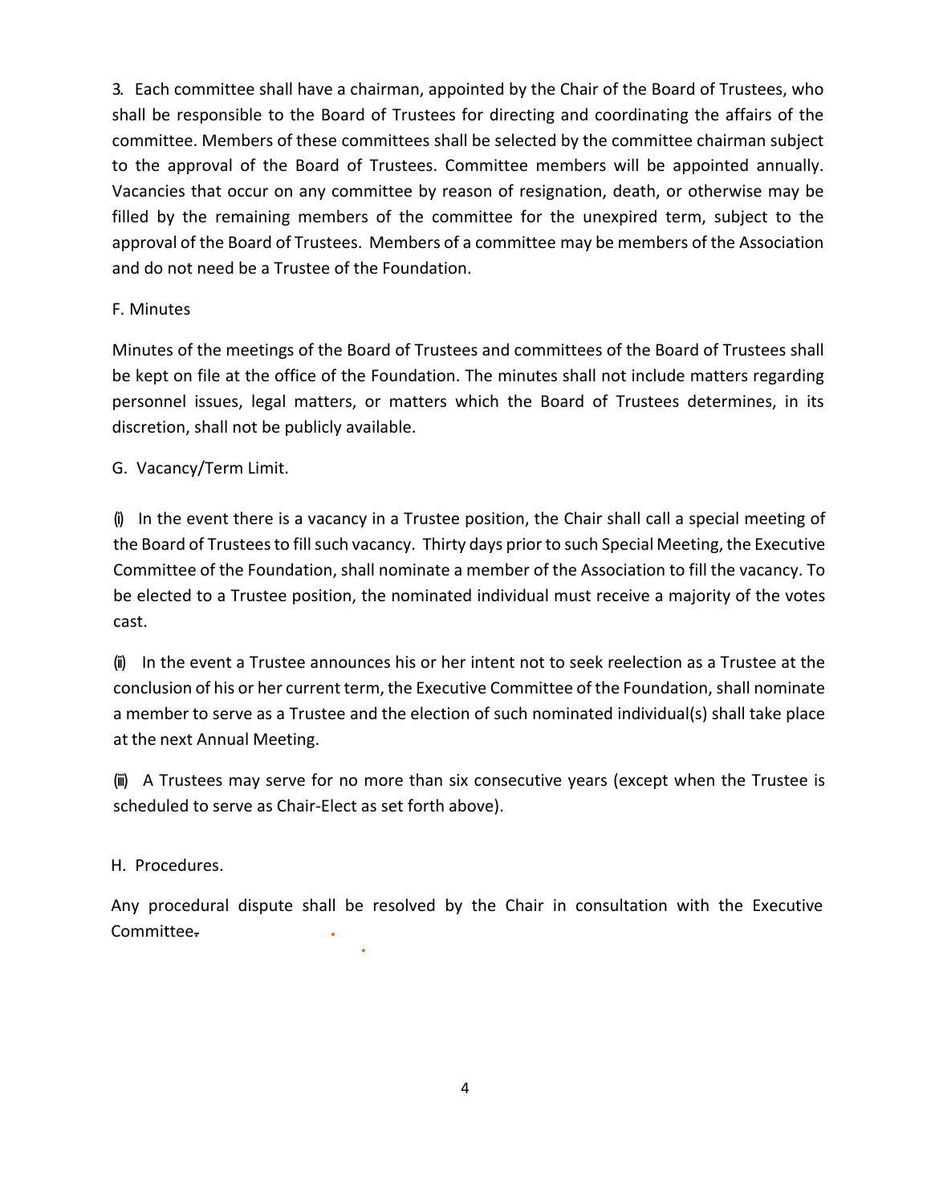3. Each committee shall have a chairman, appointed by the Chair of the Board of Trustees, who shall be responsible to the Board of Trustees for directing and coordinating the affairs of the committee. Members of these committees shall be selected by the committee chairman subject to the approval of the Board of Trustees. Committee members will be appointed annually. Vacancies that occur on any committee by reason of resignation, death, or otherwise may be filled by the remaining members of the committee for the unexpired term, subject to the approval of the Board of Trustees. Members of a committee may be members of the Association and do not need be a Trustee of the Foundation.

F. Minutes

Minutes of the meetings of the Board of Trustees and committees of the Board of Trustees shall be kept on file at the office of the Foundation. The minutes shall not include matters regarding personnel issues, legal matters, or matters which the Board of Trustees determines, in its discretion, shall not be publicly available.

G. Vacancy/Term Limit.

(i) In the event there is a vacancy in a Trustee position, the Chair shall call a special meeting of the Board of Trustees to fill such vacancy. Thirty days prior to such Special Meeting, the Executive Committee of the Foundation, shall nominate a member of the Association to fill the vacancy. To be elected to a Trustee position, the nominated individual must receive a majority of the votes cast.

(ii) In the event a Trustee announces his or her intent not to seek reelection as a Trustee at the conclusion of his or her current term, the Executive Committee of the Foundation, shall nominate a member to serve as a Trustee and the election of such nominated individual(s) shall take place at the next Annual Meeting.

(iii) A Trustees may serve for no more than six consecutive years (except when the Trustee is scheduled to serve as Chair-Elect as set forth above).

H. Procedures.

Any procedural dispute shall be resolved by the Chair in consultation with the Executive Committee.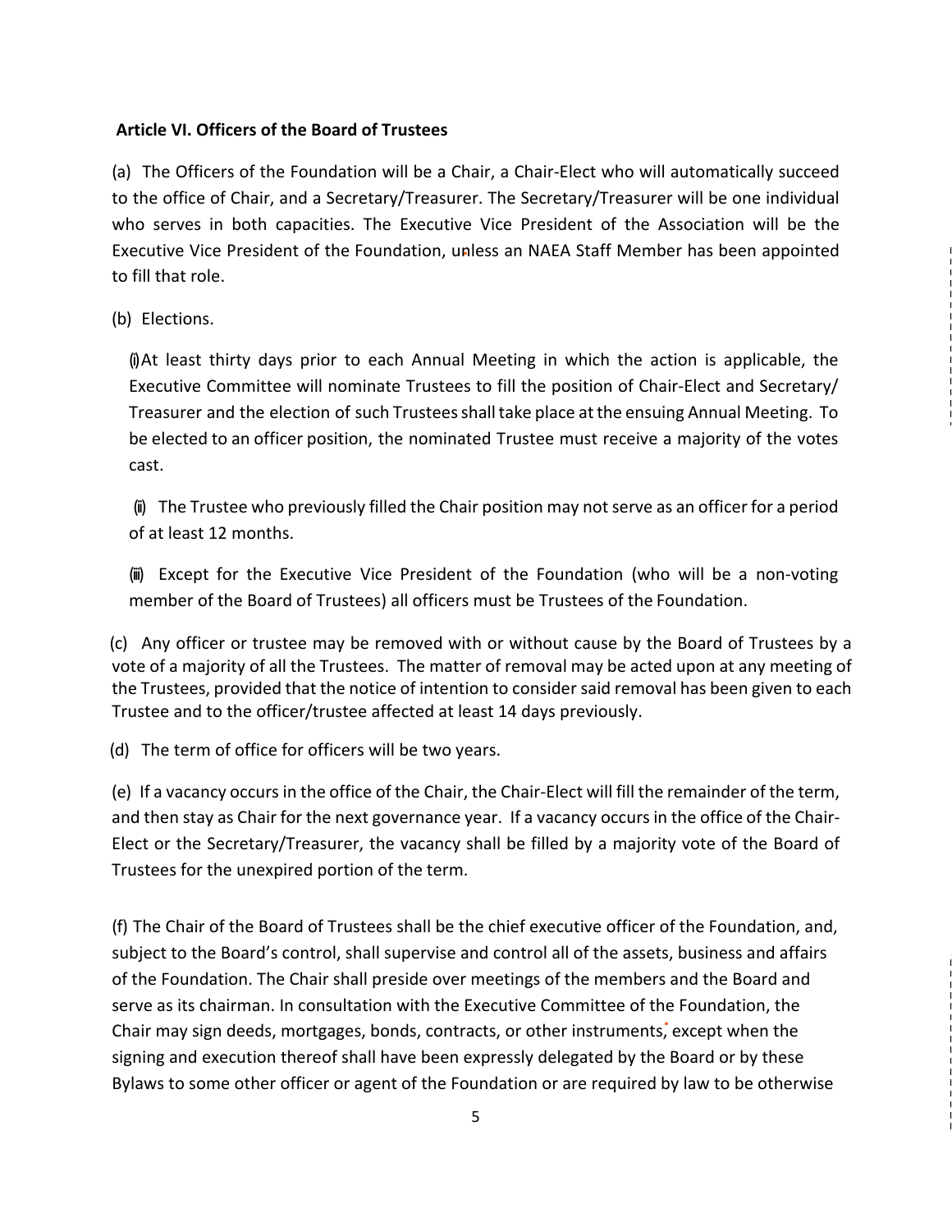### Article VI. Officers of the Board of Trustees

(a) The Officers of the Foundation will be a Chair, a Chair-Elect who will automatically succeed to the office of Chair, and a Secretary/Treasurer. The Secretary/Treasurer will be one individual who serves in both capacities. The Executive Vice President of the Association will be the Executive Vice President of the Foundation, unless an NAEA Staff Member has been appointed to fill that role.

(b) Elections.

(i) At least thirty days prior to each Annual Meeting in which the action is applicable, the Executive Committee will nominate Trustees to fill the position of Chair-Elect and Secretary/ Treasurer and the election of such Trustees shall take place at the ensuing Annual Meeting. To be elected to an officer position, the nominated Trustee must receive a majority of the votes cast.

(ii) The Trustee who previously filled the Chair position may not serve as an officer for a period of at least 12 months.

(iii) Except for the Executive Vice President of the Foundation (who will be a non-voting member of the Board of Trustees) all officers must be Trustees of the Foundation.

(c) Any officer or trustee may be removed with or without cause by the Board of Trustees by a vote of a majority of all the Trustees. The matter of removal may be acted upon at any meeting of the Trustees, provided that the notice of intention to consider said removal has been given to each Trustee and to the officer/trustee affected at least 14 days previously.

(d) The term of office for officers will be two years.

(e) If a vacancy occurs in the office of the Chair, the Chair-Elect will fill the remainder of the term, and then stay as Chair for the next governance year. If a vacancy occurs in the office of the Chair-Elect or the Secretary/Treasurer, the vacancy shall be filled by a majority vote of the Board of Trustees for the unexpired portion of the term.

(f) The Chair of the Board of Trustees shall be the chief executive officer of the Foundation, and, subject to the Board's control, shall supervise and control all of the assets, business and affairs of the Foundation. The Chair shall preside over meetings of the members and the Board and serve as its chairman. In consultation with the Executive Committee of the Foundation, the Chair may sign deeds, mortgages, bonds, contracts, or other instruments, except when the signing and execution thereof shall have been expressly delegated by the Board or by these Bylaws to some other officer or agent of the Foundation or are required by law to be otherwise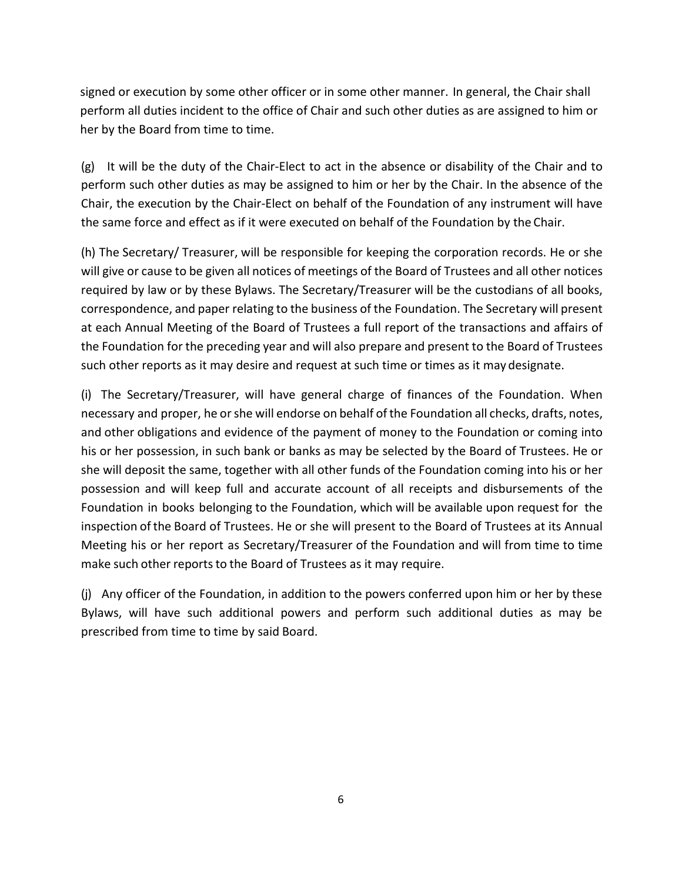signed or execution by some other officer or in some other manner. In general, the Chair shall perform all duties incident to the office of Chair and such other duties as are assigned to him or her by the Board from time to time.

(g) It will be the duty of the Chair-Elect to act in the absence or disability of the Chair and to perform such other duties as may be assigned to him or her by the Chair. In the absence of the Chair, the execution by the Chair-Elect on behalf of the Foundation of any instrument will have the same force and effect as if it were executed on behalf of the Foundation by the Chair.

(h) The Secretary/ Treasurer, will be responsible for keeping the corporation records. He or she will give or cause to be given all notices of meetings of the Board of Trustees and all other notices required by law or by these Bylaws. The Secretary/Treasurer will be the custodians of all books, correspondence, and paper relating to the business of the Foundation. The Secretary will present at each Annual Meeting of the Board of Trustees a full report of the transactions and affairs of the Foundation for the preceding year and will also prepare and present to the Board of Trustees such other reports as it may desire and request at such time or times as it may designate.

(i) The Secretary/Treasurer, will have general charge of finances of the Foundation. When necessary and proper, he or she will endorse on behalf of the Foundation all checks, drafts, notes, and other obligations and evidence of the payment of money to the Foundation or coming into his or her possession, in such bank or banks as may be selected by the Board of Trustees. He or she will deposit the same, together with all other funds of the Foundation coming into his or her possession and will keep full and accurate account of all receipts and disbursements of the Foundation in books belonging to the Foundation, which will be available upon request for the inspection of the Board of Trustees. He or she will present to the Board of Trustees at its Annual Meeting his or her report as Secretary/Treasurer of the Foundation and will from time to time make such other reports to the Board of Trustees as it may require.

(j) Any officer of the Foundation, in addition to the powers conferred upon him or her by these Bylaws, will have such additional powers and perform such additional duties as may be prescribed from time to time by said Board.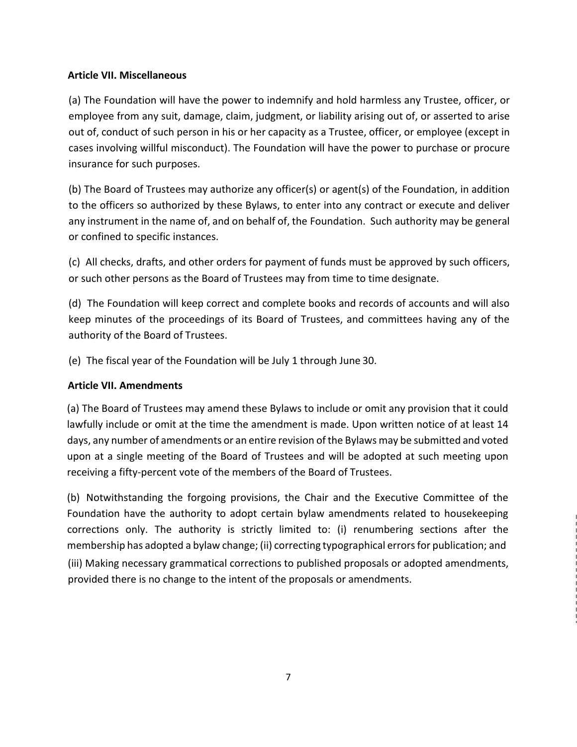**Article VII. Miscellaneous**

(a) The Foundation will have the power to indemnify and hold harmless any Trustee, officer, or employee from any suit, damage, claim, judgment, or liability arising out of, or asserted to arise out of, conduct of such person in his or her capacity as a Trustee, officer, or employee (except in cases involving willful misconduct). The Foundation will have the power to purchase or procure insurance for such purposes.

(b) The Board of Trustees may authorize any officer(s) or agent(s) of the Foundation, in addition to the officers so authorized by these Bylaws, to enter into any contract or execute and deliver any instrument in the name of, and on behalf of, the Foundation. Such authority may be general or confined to specific instances.

(c) All checks, drafts, and other orders for payment of funds must be approved by such officers, or such other persons as the Board of Trustees may from time to time designate.

(d) The Foundation will keep correct and complete books and records of accounts and will also keep minutes of the proceedings of its Board of Trustees, and committees having any of the authority of the Board of Trustees.

(e) The fiscal year of the Foundation will be July 1 through June 30.

**Article VII. Amendments**

(a) The Board of Trustees may amend these Bylaws to include or omit any provision that it could lawfully include or omit at the time the amendment is made. Upon written notice of at least 14 days, any number of amendments or an entire revision of the Bylaws may be submitted and voted upon at a single meeting of the Board of Trustees and will be adopted at such meeting upon receiving a fifty-percent vote of the members of the Board of Trustees.

(b) Notwithstanding the forgoing provisions, the Chair and the Executive Committee of the Foundation have the authority to adopt certain bylaw amendments related to housekeeping corrections only. The authority is strictly limited to: (i) renumbering sections after the membership has adopted a bylaw change; (ii) correcting typographical errors for publication; and (iii) Making necessary grammatical corrections to published proposals or adopted amendments, provided there is no change to the intent of the proposals or amendments.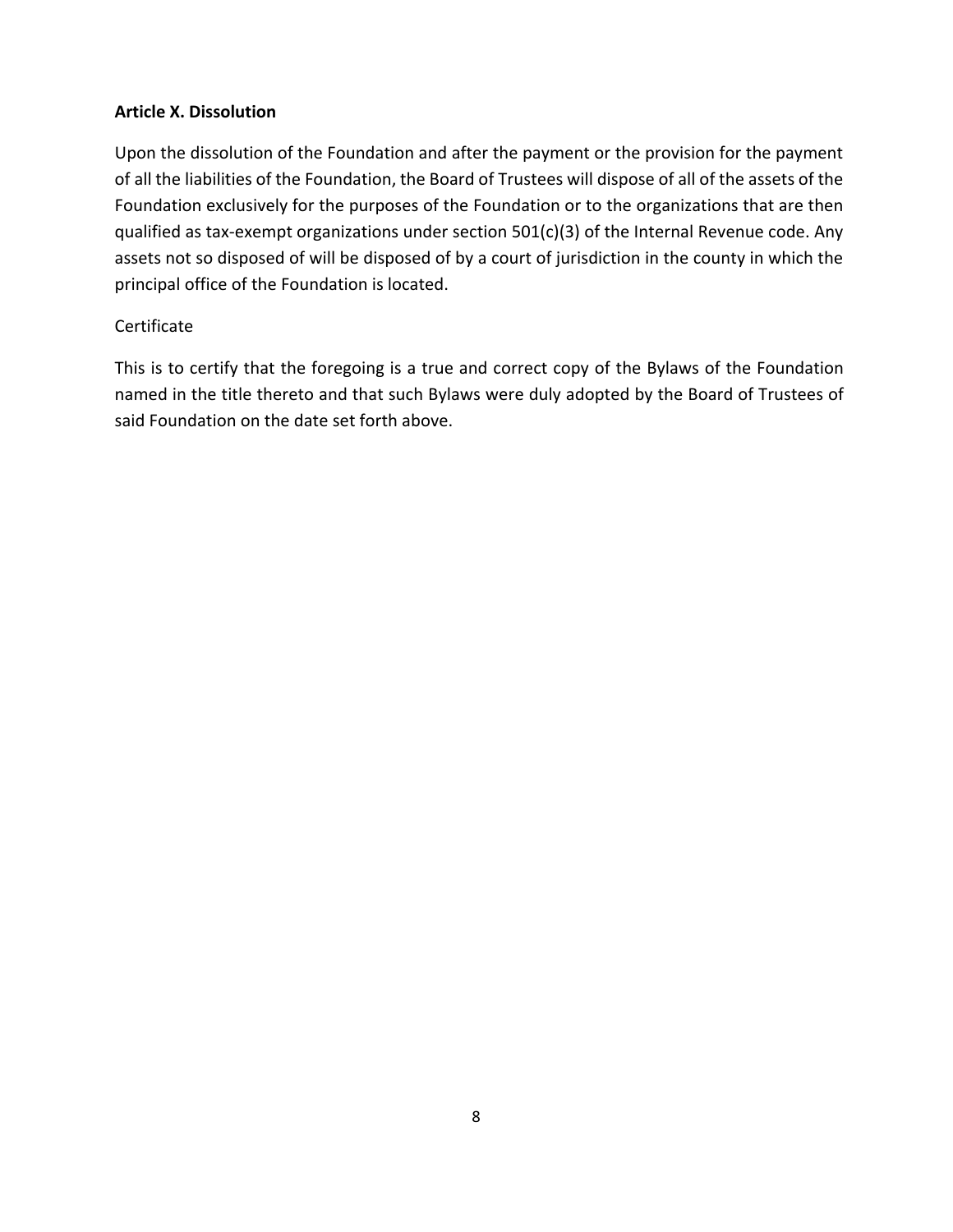**Article X. Dissolution**

Upon the dissolution of the Foundation and after the payment or the provision for the payment of all the liabilities of the Foundation, the Board of Trustees will dispose of all of the assets of the Foundation exclusively for the purposes of the Foundation or to the organizations that are then qualified as tax-exempt organizations under section 501(c)(3) of the Internal Revenue code. Any assets not so disposed of will be disposed of by a court of jurisdiction in the county in which the principal office of the Foundation is located.

Certificate

This is to certify that the foregoing is a true and correct copy of the Bylaws of the Foundation named in the title thereto and that such Bylaws were duly adopted by the Board of Trustees of said Foundation on the date set forth above.